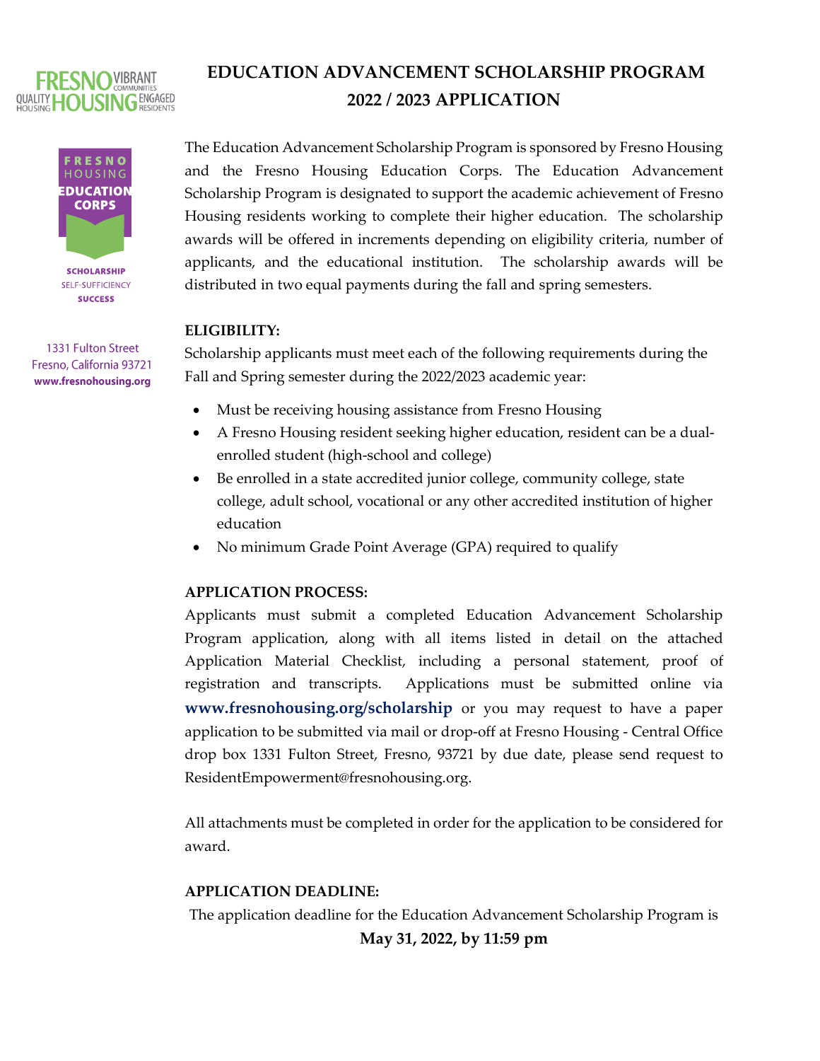FRESNO HOUSING — VIBRANT COMMUNITIES, QUALITY HOUSING, ENGAGED RESIDENTS

FRESNO HOUSING EDUCATION CORPS

SCHOLARSHIP
SELF-SUFFICIENCY
SUCCESS

1331 Fulton Street
Fresno, California 93721
www.fresnohousing.org

# EDUCATION ADVANCEMENT SCHOLARSHIP PROGRAM
# 2022 / 2023 APPLICATION

The Education Advancement Scholarship Program is sponsored by Fresno Housing and the Fresno Housing Education Corps. The Education Advancement Scholarship Program is designated to support the academic achievement of Fresno Housing residents working to complete their higher education. The scholarship awards will be offered in increments depending on eligibility criteria, number of applicants, and the educational institution. The scholarship awards will be distributed in two equal payments during the fall and spring semesters.

**ELIGIBILITY:**

Scholarship applicants must meet each of the following requirements during the Fall and Spring semester during the 2022/2023 academic year:

- Must be receiving housing assistance from Fresno Housing
- A Fresno Housing resident seeking higher education, resident can be a dual-enrolled student (high-school and college)
- Be enrolled in a state accredited junior college, community college, state college, adult school, vocational or any other accredited institution of higher education
- No minimum Grade Point Average (GPA) required to qualify

**APPLICATION PROCESS:**

Applicants must submit a completed Education Advancement Scholarship Program application, along with all items listed in detail on the attached Application Material Checklist, including a personal statement, proof of registration and transcripts. Applications must be submitted online via **www.fresnohousing.org/scholarship** or you may request to have a paper application to be submitted via mail or drop-off at Fresno Housing - Central Office drop box 1331 Fulton Street, Fresno, 93721 by due date, please send request to ResidentEmpowerment@fresnohousing.org.

All attachments must be completed in order for the application to be considered for award.

**APPLICATION DEADLINE:**

The application deadline for the Education Advancement Scholarship Program is

**May 31, 2022, by 11:59 pm**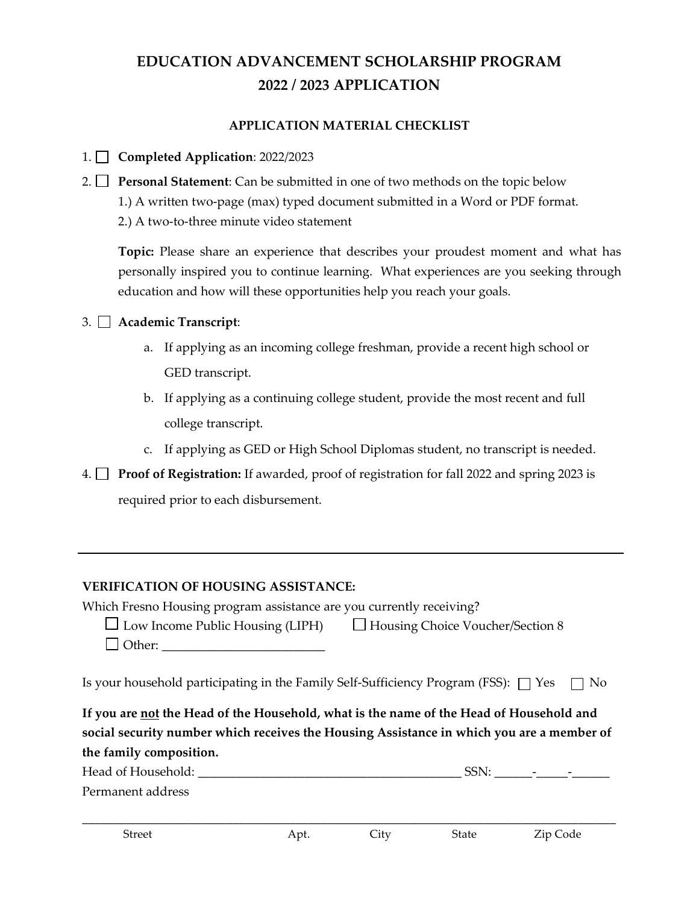# EDUCATION ADVANCEMENT SCHOLARSHIP PROGRAM
# 2022 / 2023 APPLICATION

### APPLICATION MATERIAL CHECKLIST

1. ☐ **Completed Application**: 2022/2023
2. ☐ **Personal Statement**: Can be submitted in one of two methods on the topic below
   1.) A written two-page (max) typed document submitted in a Word or PDF format.
   2.) A two-to-three minute video statement

   **Topic:** Please share an experience that describes your proudest moment and what has personally inspired you to continue learning. What experiences are you seeking through education and how will these opportunities help you reach your goals.

3. ☐ **Academic Transcript**:
   a. If applying as an incoming college freshman, provide a recent high school or GED transcript.
   b. If applying as a continuing college student, provide the most recent and full college transcript.
   c. If applying as GED or High School Diplomas student, no transcript is needed.
4. ☐ **Proof of Registration:** If awarded, proof of registration for fall 2022 and spring 2023 is required prior to each disbursement.

---

**VERIFICATION OF HOUSING ASSISTANCE:**

Which Fresno Housing program assistance are you currently receiving?

☐ Low Income Public Housing (LIPH) ☐ Housing Choice Voucher/Section 8

☐ Other: __________________________

Is your household participating in the Family Self-Sufficiency Program (FSS): ☐ Yes ☐ No

**If you are <u>not</u> the Head of the Household, what is the name of the Head of Household and social security number which receives the Housing Assistance in which you are a member of the family composition.**

Head of Household: __________________________________________ SSN: ______-_____-______

Permanent address

______________________________________________________________________________

Street Apt. City State Zip Code